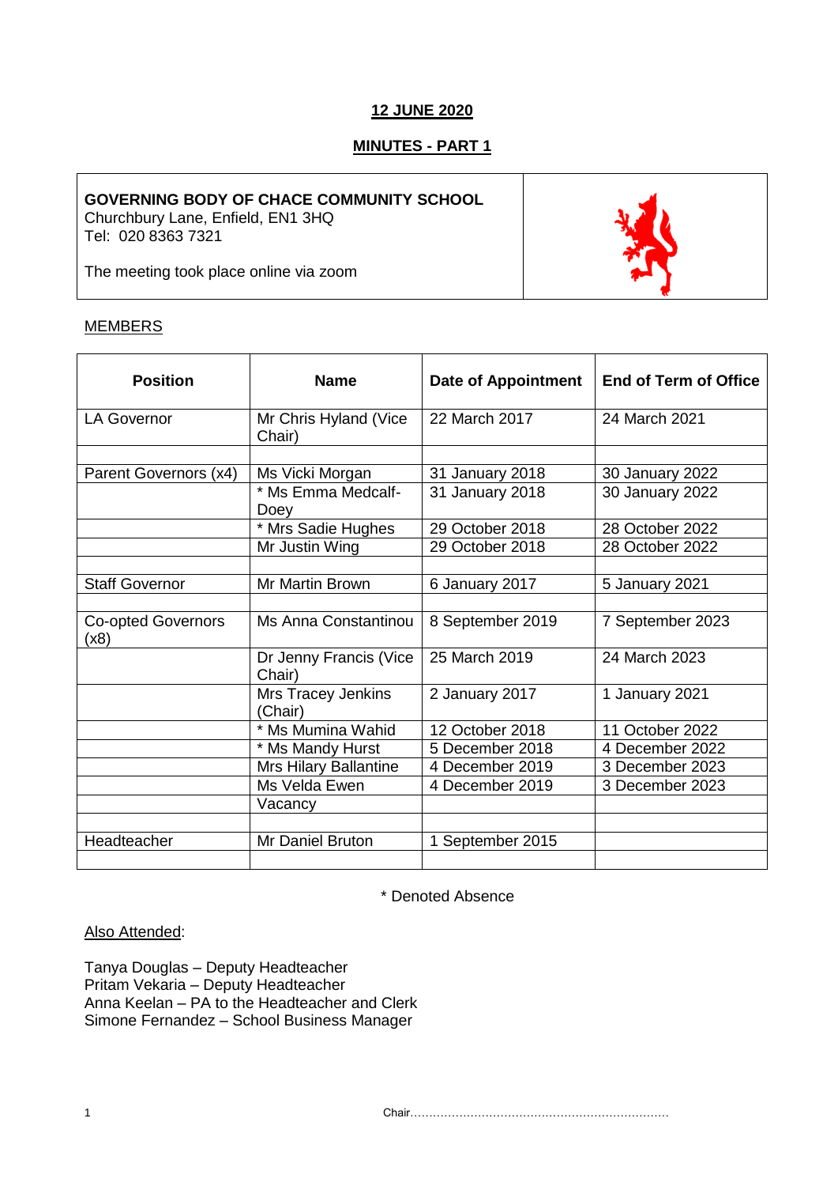**12 JUNE 2020**

**MINUTES - PART 1**

**GOVERNING BODY OF CHACE COMMUNITY SCHOOL**
Churchbury Lane, Enfield, EN1 3HQ
Tel: 020 8363 7321

The meeting took place online via zoom

MEMBERS

| Position | Name | Date of Appointment | End of Term of Office |
|---|---|---|---|
| LA Governor | Mr Chris Hyland (Vice Chair) | 22 March 2017 | 24 March 2021 |
| | | | |
| Parent Governors (x4) | Ms Vicki Morgan | 31 January 2018 | 30 January 2022 |
| | * Ms Emma Medcalf-Doey | 31 January 2018 | 30 January 2022 |
| | * Mrs Sadie Hughes | 29 October 2018 | 28 October 2022 |
| | Mr Justin Wing | 29 October 2018 | 28 October 2022 |
| | | | |
| Staff Governor | Mr Martin Brown | 6 January 2017 | 5 January 2021 |
| | | | |
| Co-opted Governors (x8) | Ms Anna Constantinou | 8 September 2019 | 7 September 2023 |
| | Dr Jenny Francis (Vice Chair) | 25 March 2019 | 24 March 2023 |
| | Mrs Tracey Jenkins (Chair) | 2 January 2017 | 1 January 2021 |
| | * Ms Mumina Wahid | 12 October 2018 | 11 October 2022 |
| | * Ms Mandy Hurst | 5 December 2018 | 4 December 2022 |
| | Mrs Hilary Ballantine | 4 December 2019 | 3 December 2023 |
| | Ms Velda Ewen | 4 December 2019 | 3 December 2023 |
| | Vacancy | | |
| | | | |
| Headteacher | Mr Daniel Bruton | 1 September 2015 | |
| | | | |

\* Denoted Absence

Also Attended:

Tanya Douglas – Deputy Headteacher
Pritam Vekaria – Deputy Headteacher
Anna Keelan – PA to the Headteacher and Clerk
Simone Fernandez – School Business Manager

Chair……………………………………………………………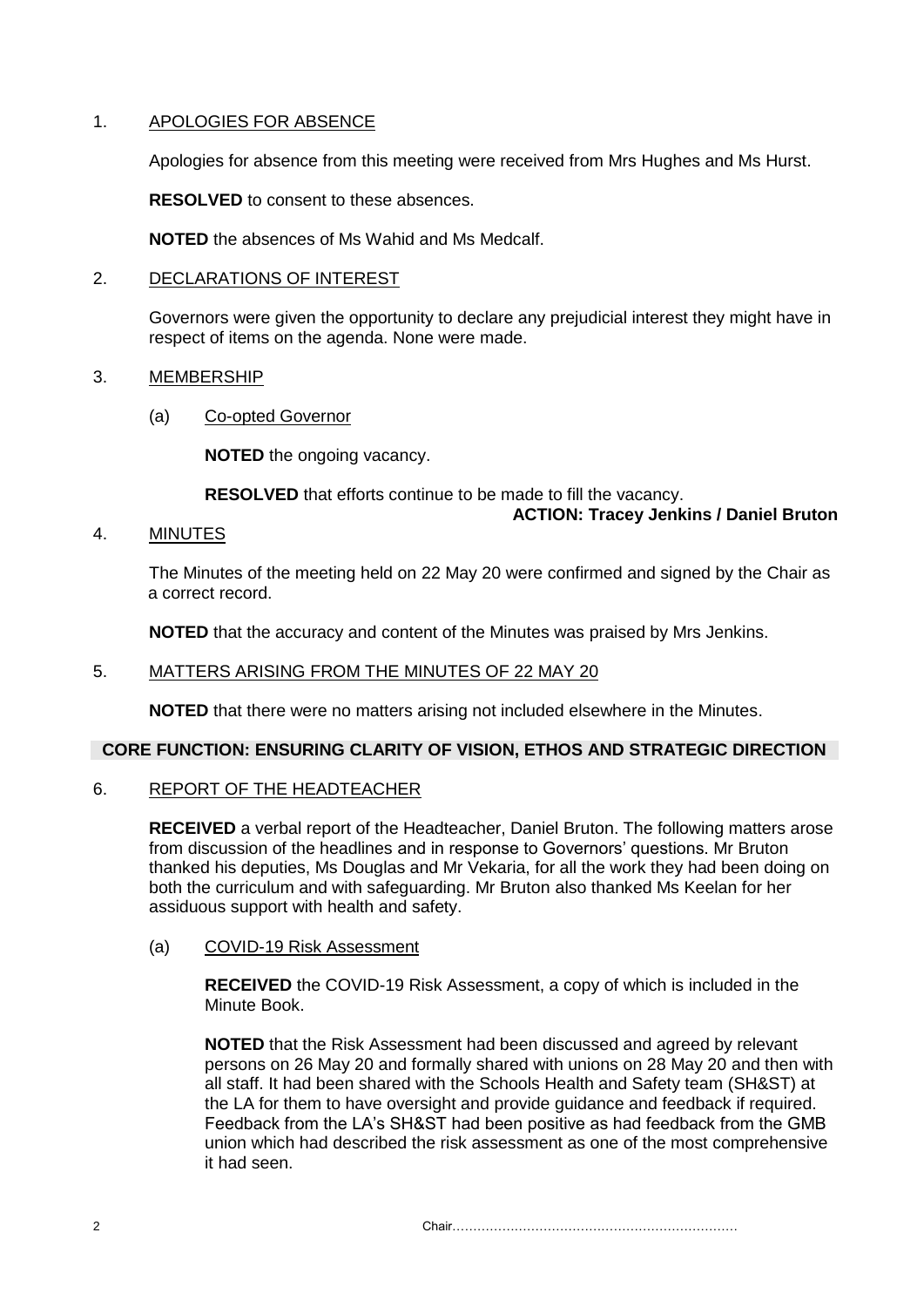1. APOLOGIES FOR ABSENCE

   Apologies for absence from this meeting were received from Mrs Hughes and Ms Hurst.

   **RESOLVED** to consent to these absences.

   **NOTED** the absences of Ms Wahid and Ms Medcalf.

2. DECLARATIONS OF INTEREST

   Governors were given the opportunity to declare any prejudicial interest they might have in respect of items on the agenda. None were made.

3. MEMBERSHIP

   (a) Co-opted Governor

   **NOTED** the ongoing vacancy.

   **RESOLVED** that efforts continue to be made to fill the vacancy.

   **ACTION: Tracey Jenkins / Daniel Bruton**

4. MINUTES

   The Minutes of the meeting held on 22 May 20 were confirmed and signed by the Chair as a correct record.

   **NOTED** that the accuracy and content of the Minutes was praised by Mrs Jenkins.

5. MATTERS ARISING FROM THE MINUTES OF 22 MAY 20

   **NOTED** that there were no matters arising not included elsewhere in the Minutes.

**CORE FUNCTION: ENSURING CLARITY OF VISION, ETHOS AND STRATEGIC DIRECTION**

6. REPORT OF THE HEADTEACHER

   **RECEIVED** a verbal report of the Headteacher, Daniel Bruton. The following matters arose from discussion of the headlines and in response to Governors' questions. Mr Bruton thanked his deputies, Ms Douglas and Mr Vekaria, for all the work they had been doing on both the curriculum and with safeguarding. Mr Bruton also thanked Ms Keelan for her assiduous support with health and safety.

   (a) COVID-19 Risk Assessment

   **RECEIVED** the COVID-19 Risk Assessment, a copy of which is included in the Minute Book.

   **NOTED** that the Risk Assessment had been discussed and agreed by relevant persons on 26 May 20 and formally shared with unions on 28 May 20 and then with all staff. It had been shared with the Schools Health and Safety team (SH&ST) at the LA for them to have oversight and provide guidance and feedback if required. Feedback from the LA's SH&ST had been positive as had feedback from the GMB union which had described the risk assessment as one of the most comprehensive it had seen.

Chair…………………………………………………………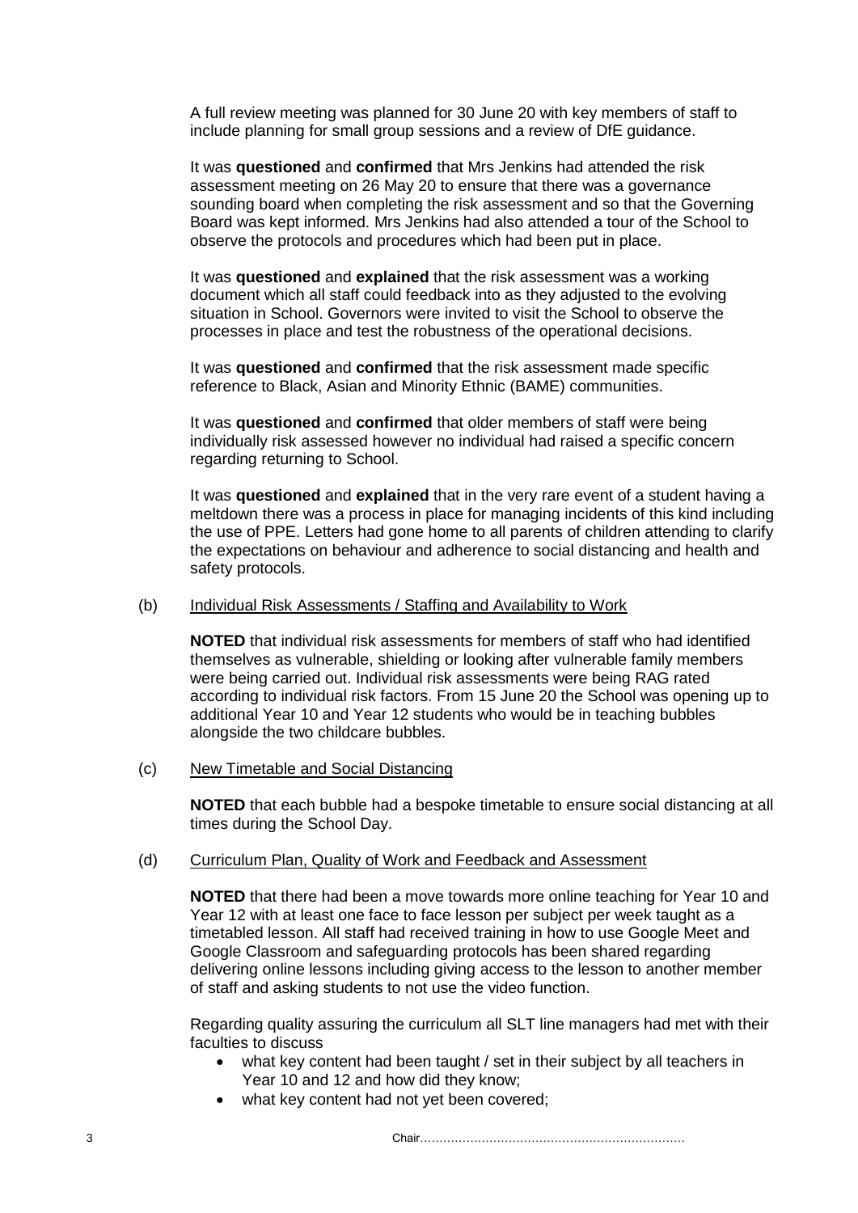A full review meeting was planned for 30 June 20 with key members of staff to include planning for small group sessions and a review of DfE guidance.

It was **questioned** and **confirmed** that Mrs Jenkins had attended the risk assessment meeting on 26 May 20 to ensure that there was a governance sounding board when completing the risk assessment and so that the Governing Board was kept informed. Mrs Jenkins had also attended a tour of the School to observe the protocols and procedures which had been put in place.

It was **questioned** and **explained** that the risk assessment was a working document which all staff could feedback into as they adjusted to the evolving situation in School. Governors were invited to visit the School to observe the processes in place and test the robustness of the operational decisions.

It was **questioned** and **confirmed** that the risk assessment made specific reference to Black, Asian and Minority Ethnic (BAME) communities.

It was **questioned** and **confirmed** that older members of staff were being individually risk assessed however no individual had raised a specific concern regarding returning to School.

It was **questioned** and **explained** that in the very rare event of a student having a meltdown there was a process in place for managing incidents of this kind including the use of PPE. Letters had gone home to all parents of children attending to clarify the expectations on behaviour and adherence to social distancing and health and safety protocols.

(b) Individual Risk Assessments / Staffing and Availability to Work

**NOTED** that individual risk assessments for members of staff who had identified themselves as vulnerable, shielding or looking after vulnerable family members were being carried out. Individual risk assessments were being RAG rated according to individual risk factors. From 15 June 20 the School was opening up to additional Year 10 and Year 12 students who would be in teaching bubbles alongside the two childcare bubbles.

(c) New Timetable and Social Distancing

**NOTED** that each bubble had a bespoke timetable to ensure social distancing at all times during the School Day.

(d) Curriculum Plan, Quality of Work and Feedback and Assessment

**NOTED** that there had been a move towards more online teaching for Year 10 and Year 12 with at least one face to face lesson per subject per week taught as a timetabled lesson. All staff had received training in how to use Google Meet and Google Classroom and safeguarding protocols has been shared regarding delivering online lessons including giving access to the lesson to another member of staff and asking students to not use the video function.

Regarding quality assuring the curriculum all SLT line managers had met with their faculties to discuss

- what key content had been taught / set in their subject by all teachers in Year 10 and 12 and how did they know;
- what key content had not yet been covered;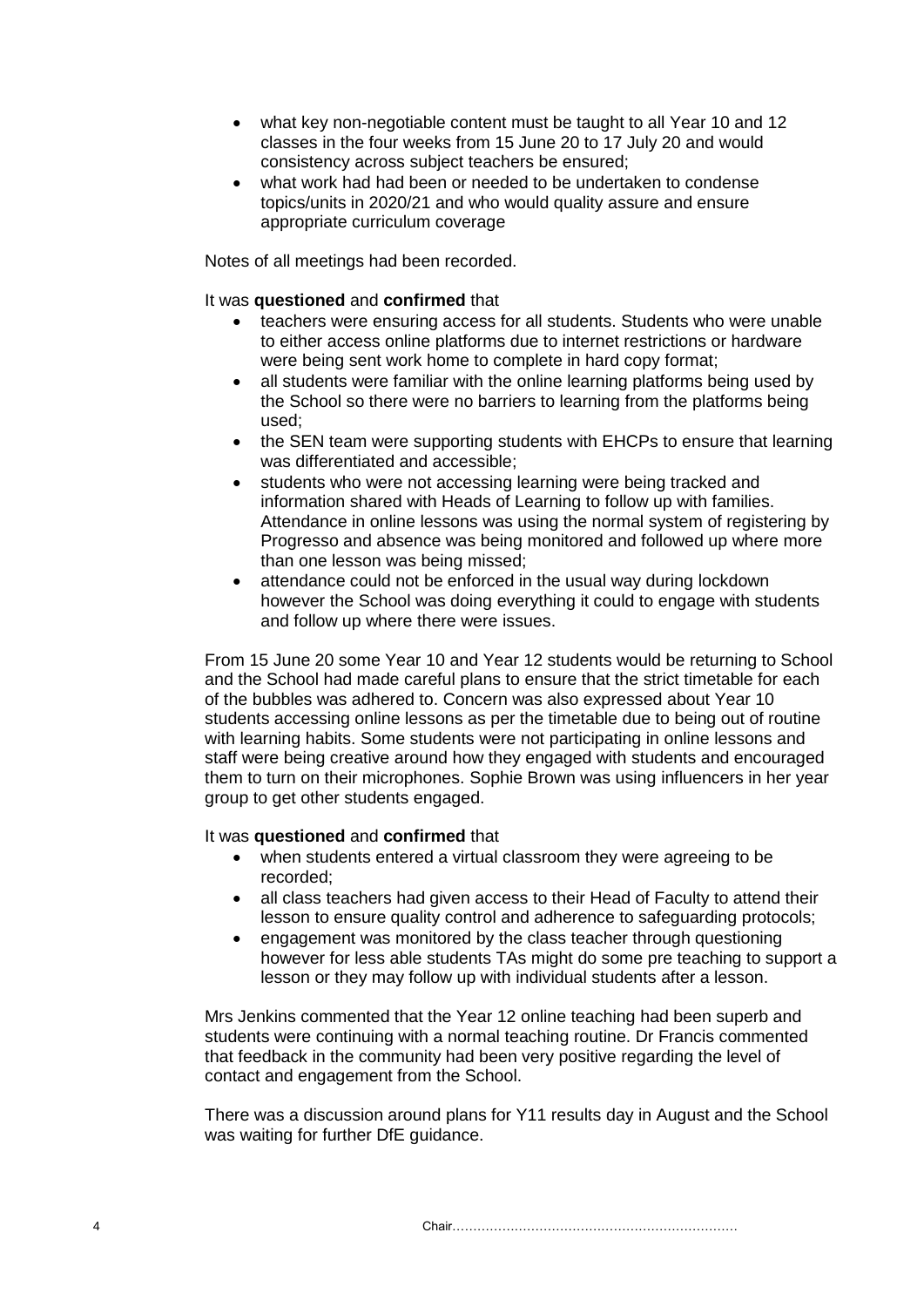- what key non-negotiable content must be taught to all Year 10 and 12 classes in the four weeks from 15 June 20 to 17 July 20 and would consistency across subject teachers be ensured;
- what work had had been or needed to be undertaken to condense topics/units in 2020/21 and who would quality assure and ensure appropriate curriculum coverage

Notes of all meetings had been recorded.

It was **questioned** and **confirmed** that

- teachers were ensuring access for all students. Students who were unable to either access online platforms due to internet restrictions or hardware were being sent work home to complete in hard copy format;
- all students were familiar with the online learning platforms being used by the School so there were no barriers to learning from the platforms being used;
- the SEN team were supporting students with EHCPs to ensure that learning was differentiated and accessible;
- students who were not accessing learning were being tracked and information shared with Heads of Learning to follow up with families. Attendance in online lessons was using the normal system of registering by Progresso and absence was being monitored and followed up where more than one lesson was being missed;
- attendance could not be enforced in the usual way during lockdown however the School was doing everything it could to engage with students and follow up where there were issues.

From 15 June 20 some Year 10 and Year 12 students would be returning to School and the School had made careful plans to ensure that the strict timetable for each of the bubbles was adhered to. Concern was also expressed about Year 10 students accessing online lessons as per the timetable due to being out of routine with learning habits. Some students were not participating in online lessons and staff were being creative around how they engaged with students and encouraged them to turn on their microphones. Sophie Brown was using influencers in her year group to get other students engaged.

It was **questioned** and **confirmed** that

- when students entered a virtual classroom they were agreeing to be recorded;
- all class teachers had given access to their Head of Faculty to attend their lesson to ensure quality control and adherence to safeguarding protocols;
- engagement was monitored by the class teacher through questioning however for less able students TAs might do some pre teaching to support a lesson or they may follow up with individual students after a lesson.

Mrs Jenkins commented that the Year 12 online teaching had been superb and students were continuing with a normal teaching routine. Dr Francis commented that feedback in the community had been very positive regarding the level of contact and engagement from the School.

There was a discussion around plans for Y11 results day in August and the School was waiting for further DfE guidance.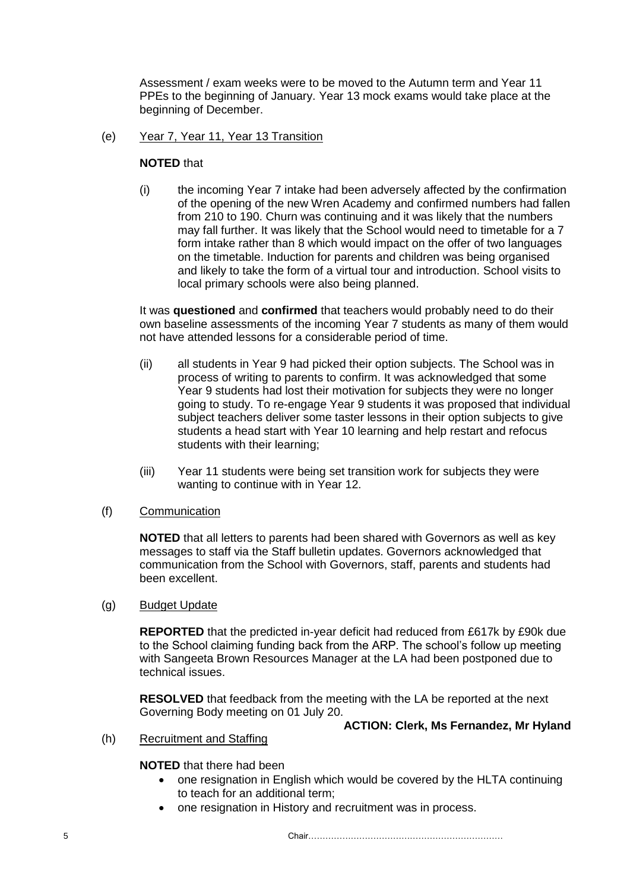Assessment / exam weeks were to be moved to the Autumn term and Year 11 PPEs to the beginning of January. Year 13 mock exams would take place at the beginning of December.

(e) Year 7, Year 11, Year 13 Transition

**NOTED** that

(i) the incoming Year 7 intake had been adversely affected by the confirmation of the opening of the new Wren Academy and confirmed numbers had fallen from 210 to 190. Churn was continuing and it was likely that the numbers may fall further. It was likely that the School would need to timetable for a 7 form intake rather than 8 which would impact on the offer of two languages on the timetable. Induction for parents and children was being organised and likely to take the form of a virtual tour and introduction. School visits to local primary schools were also being planned.

It was **questioned** and **confirmed** that teachers would probably need to do their own baseline assessments of the incoming Year 7 students as many of them would not have attended lessons for a considerable period of time.

(ii) all students in Year 9 had picked their option subjects. The School was in process of writing to parents to confirm. It was acknowledged that some Year 9 students had lost their motivation for subjects they were no longer going to study. To re-engage Year 9 students it was proposed that individual subject teachers deliver some taster lessons in their option subjects to give students a head start with Year 10 learning and help restart and refocus students with their learning;

(iii) Year 11 students were being set transition work for subjects they were wanting to continue with in Year 12.

(f) Communication

**NOTED** that all letters to parents had been shared with Governors as well as key messages to staff via the Staff bulletin updates. Governors acknowledged that communication from the School with Governors, staff, parents and students had been excellent.

(g) Budget Update

**REPORTED** that the predicted in-year deficit had reduced from £617k by £90k due to the School claiming funding back from the ARP. The school's follow up meeting with Sangeeta Brown Resources Manager at the LA had been postponed due to technical issues.

**RESOLVED** that feedback from the meeting with the LA be reported at the next Governing Body meeting on 01 July 20.

**ACTION: Clerk, Ms Fernandez, Mr Hyland**

(h) Recruitment and Staffing

**NOTED** that there had been

- one resignation in English which would be covered by the HLTA continuing to teach for an additional term;
- one resignation in History and recruitment was in process.

Chair……………………………………………………………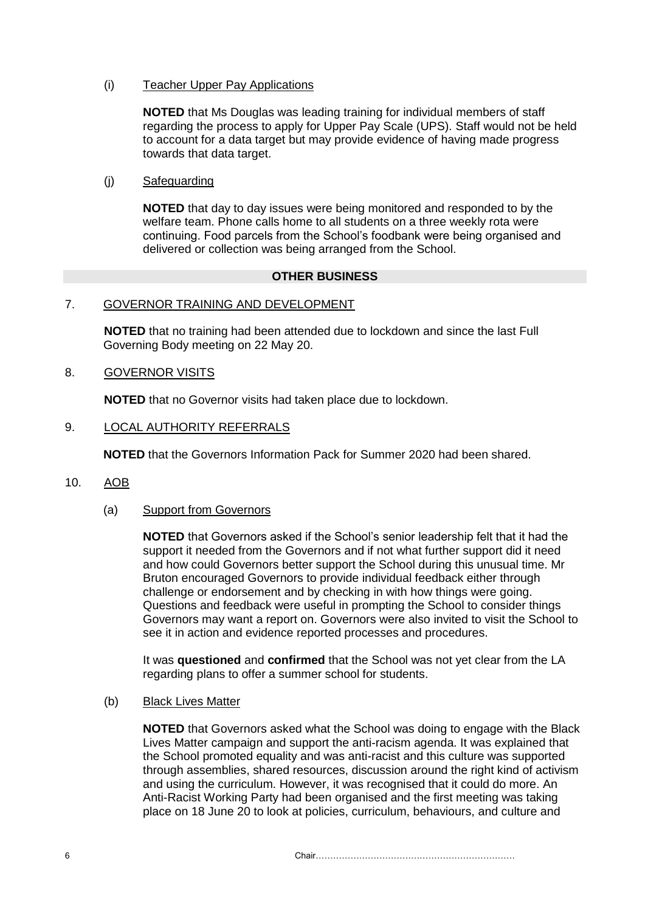(i) Teacher Upper Pay Applications

**NOTED** that Ms Douglas was leading training for individual members of staff regarding the process to apply for Upper Pay Scale (UPS). Staff would not be held to account for a data target but may provide evidence of having made progress towards that data target.

(j) Safeguarding

**NOTED** that day to day issues were being monitored and responded to by the welfare team. Phone calls home to all students on a three weekly rota were continuing. Food parcels from the School's foodbank were being organised and delivered or collection was being arranged from the School.

## OTHER BUSINESS

7. GOVERNOR TRAINING AND DEVELOPMENT

**NOTED** that no training had been attended due to lockdown and since the last Full Governing Body meeting on 22 May 20.

8. GOVERNOR VISITS

**NOTED** that no Governor visits had taken place due to lockdown.

9. LOCAL AUTHORITY REFERRALS

**NOTED** that the Governors Information Pack for Summer 2020 had been shared.

10. AOB

(a) Support from Governors

**NOTED** that Governors asked if the School's senior leadership felt that it had the support it needed from the Governors and if not what further support did it need and how could Governors better support the School during this unusual time. Mr Bruton encouraged Governors to provide individual feedback either through challenge or endorsement and by checking in with how things were going. Questions and feedback were useful in prompting the School to consider things Governors may want a report on. Governors were also invited to visit the School to see it in action and evidence reported processes and procedures.

It was **questioned** and **confirmed** that the School was not yet clear from the LA regarding plans to offer a summer school for students.

(b) Black Lives Matter

**NOTED** that Governors asked what the School was doing to engage with the Black Lives Matter campaign and support the anti-racism agenda. It was explained that the School promoted equality and was anti-racist and this culture was supported through assemblies, shared resources, discussion around the right kind of activism and using the curriculum. However, it was recognised that it could do more. An Anti-Racist Working Party had been organised and the first meeting was taking place on 18 June 20 to look at policies, curriculum, behaviours, and culture and

Chair……………………………………………………………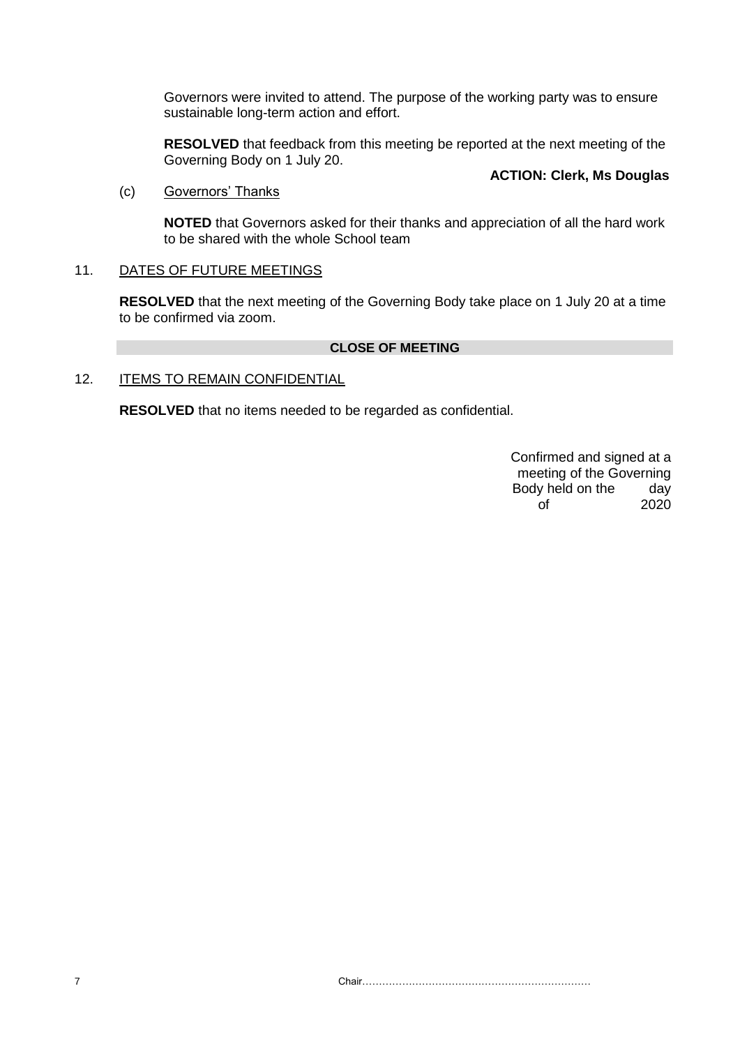Governors were invited to attend. The purpose of the working party was to ensure sustainable long-term action and effort.

**RESOLVED** that feedback from this meeting be reported at the next meeting of the Governing Body on 1 July 20.

**ACTION: Clerk, Ms Douglas**

(c) Governors' Thanks

**NOTED** that Governors asked for their thanks and appreciation of all the hard work to be shared with the whole School team

## 11. DATES OF FUTURE MEETINGS

**RESOLVED** that the next meeting of the Governing Body take place on 1 July 20 at a time to be confirmed via zoom.

**CLOSE OF MEETING**

## 12. ITEMS TO REMAIN CONFIDENTIAL

**RESOLVED** that no items needed to be regarded as confidential.

Confirmed and signed at a meeting of the Governing Body held on the day of 2020

Chair……………………………………………………………